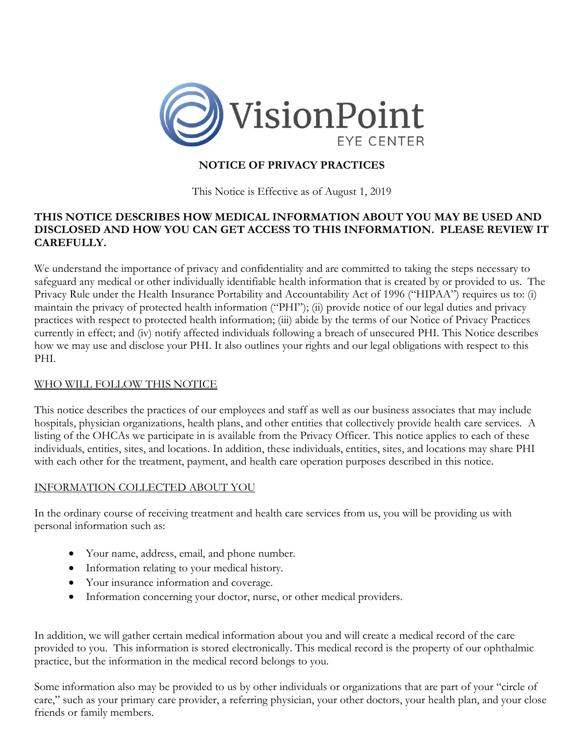VisionPoint EYE CENTER

## NOTICE OF PRIVACY PRACTICES

This Notice is Effective as of August 1, 2019

**THIS NOTICE DESCRIBES HOW MEDICAL INFORMATION ABOUT YOU MAY BE USED AND DISCLOSED AND HOW YOU CAN GET ACCESS TO THIS INFORMATION. PLEASE REVIEW IT CAREFULLY.**

We understand the importance of privacy and confidentiality and are committed to taking the steps necessary to safeguard any medical or other individually identifiable health information that is created by or provided to us. The Privacy Rule under the Health Insurance Portability and Accountability Act of 1996 ("HIPAA") requires us to: (i) maintain the privacy of protected health information ("PHI"); (ii) provide notice of our legal duties and privacy practices with respect to protected health information; (iii) abide by the terms of our Notice of Privacy Practices currently in effect; and (iv) notify affected individuals following a breach of unsecured PHI. This Notice describes how we may use and disclose your PHI. It also outlines your rights and our legal obligations with respect to this PHI.

### WHO WILL FOLLOW THIS NOTICE

This notice describes the practices of our employees and staff as well as our business associates that may include hospitals, physician organizations, health plans, and other entities that collectively provide health care services. A listing of the OHCAs we participate in is available from the Privacy Officer. This notice applies to each of these individuals, entities, sites, and locations. In addition, these individuals, entities, sites, and locations may share PHI with each other for the treatment, payment, and health care operation purposes described in this notice.

### INFORMATION COLLECTED ABOUT YOU

In the ordinary course of receiving treatment and health care services from us, you will be providing us with personal information such as:

- Your name, address, email, and phone number.
- Information relating to your medical history.
- Your insurance information and coverage.
- Information concerning your doctor, nurse, or other medical providers.

In addition, we will gather certain medical information about you and will create a medical record of the care provided to you. This information is stored electronically. This medical record is the property of our ophthalmic practice, but the information in the medical record belongs to you.

Some information also may be provided to us by other individuals or organizations that are part of your "circle of care," such as your primary care provider, a referring physician, your other doctors, your health plan, and your close friends or family members.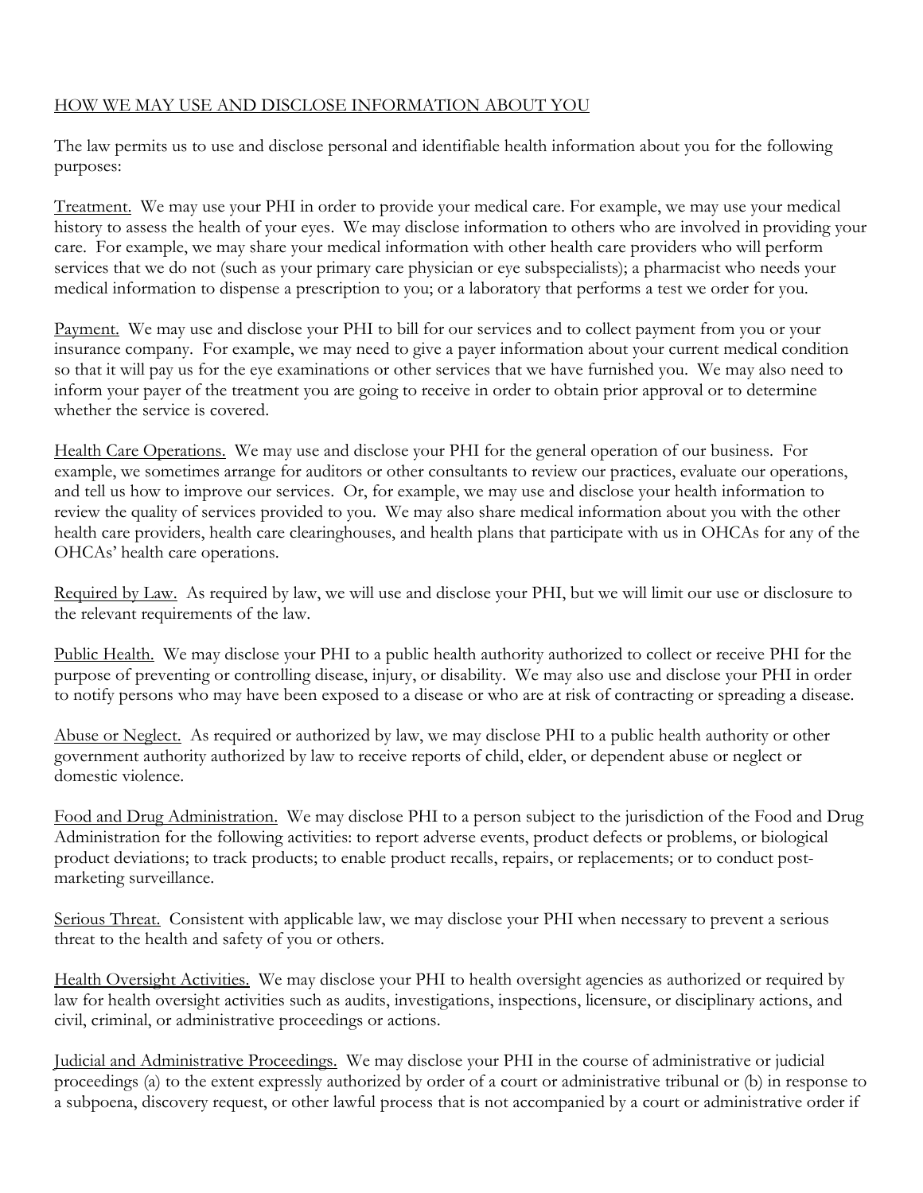## HOW WE MAY USE AND DISCLOSE INFORMATION ABOUT YOU

The law permits us to use and disclose personal and identifiable health information about you for the following purposes:

Treatment. We may use your PHI in order to provide your medical care. For example, we may use your medical history to assess the health of your eyes. We may disclose information to others who are involved in providing your care. For example, we may share your medical information with other health care providers who will perform services that we do not (such as your primary care physician or eye subspecialists); a pharmacist who needs your medical information to dispense a prescription to you; or a laboratory that performs a test we order for you.

Payment. We may use and disclose your PHI to bill for our services and to collect payment from you or your insurance company. For example, we may need to give a payer information about your current medical condition so that it will pay us for the eye examinations or other services that we have furnished you. We may also need to inform your payer of the treatment you are going to receive in order to obtain prior approval or to determine whether the service is covered.

Health Care Operations. We may use and disclose your PHI for the general operation of our business. For example, we sometimes arrange for auditors or other consultants to review our practices, evaluate our operations, and tell us how to improve our services. Or, for example, we may use and disclose your health information to review the quality of services provided to you. We may also share medical information about you with the other health care providers, health care clearinghouses, and health plans that participate with us in OHCAs for any of the OHCAs' health care operations.

Required by Law. As required by law, we will use and disclose your PHI, but we will limit our use or disclosure to the relevant requirements of the law.

Public Health. We may disclose your PHI to a public health authority authorized to collect or receive PHI for the purpose of preventing or controlling disease, injury, or disability. We may also use and disclose your PHI in order to notify persons who may have been exposed to a disease or who are at risk of contracting or spreading a disease.

Abuse or Neglect. As required or authorized by law, we may disclose PHI to a public health authority or other government authority authorized by law to receive reports of child, elder, or dependent abuse or neglect or domestic violence.

Food and Drug Administration. We may disclose PHI to a person subject to the jurisdiction of the Food and Drug Administration for the following activities: to report adverse events, product defects or problems, or biological product deviations; to track products; to enable product recalls, repairs, or replacements; or to conduct post-marketing surveillance.

Serious Threat. Consistent with applicable law, we may disclose your PHI when necessary to prevent a serious threat to the health and safety of you or others.

Health Oversight Activities. We may disclose your PHI to health oversight agencies as authorized or required by law for health oversight activities such as audits, investigations, inspections, licensure, or disciplinary actions, and civil, criminal, or administrative proceedings or actions.

Judicial and Administrative Proceedings. We may disclose your PHI in the course of administrative or judicial proceedings (a) to the extent expressly authorized by order of a court or administrative tribunal or (b) in response to a subpoena, discovery request, or other lawful process that is not accompanied by a court or administrative order if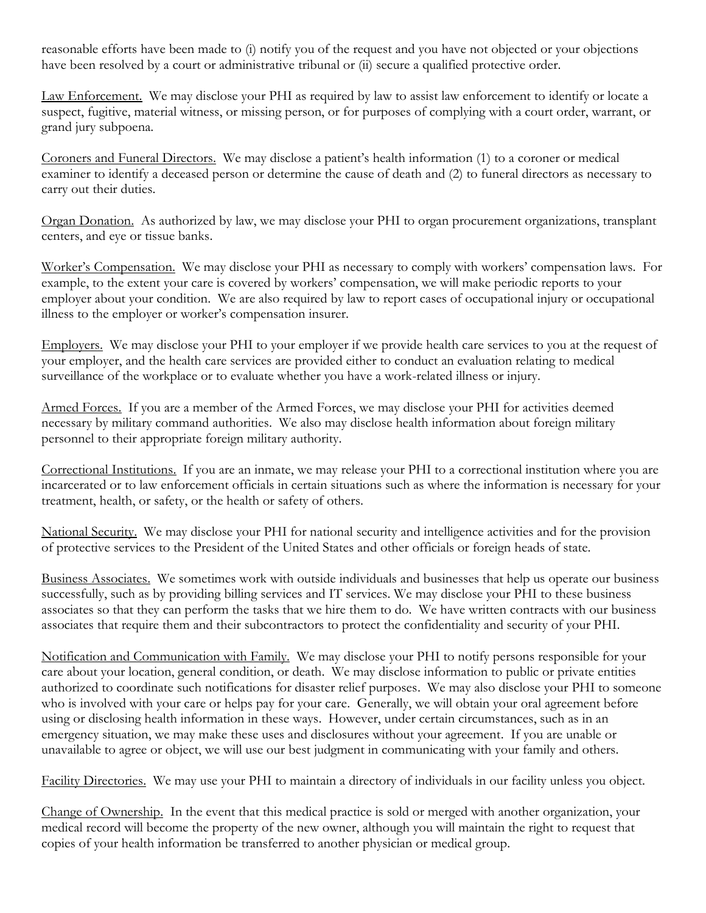reasonable efforts have been made to (i) notify you of the request and you have not objected or your objections have been resolved by a court or administrative tribunal or (ii) secure a qualified protective order.

<u>Law Enforcement.</u> We may disclose your PHI as required by law to assist law enforcement to identify or locate a suspect, fugitive, material witness, or missing person, or for purposes of complying with a court order, warrant, or grand jury subpoena.

<u>Coroners and Funeral Directors.</u> We may disclose a patient's health information (1) to a coroner or medical examiner to identify a deceased person or determine the cause of death and (2) to funeral directors as necessary to carry out their duties.

<u>Organ Donation.</u> As authorized by law, we may disclose your PHI to organ procurement organizations, transplant centers, and eye or tissue banks.

<u>Worker's Compensation.</u> We may disclose your PHI as necessary to comply with workers' compensation laws. For example, to the extent your care is covered by workers' compensation, we will make periodic reports to your employer about your condition. We are also required by law to report cases of occupational injury or occupational illness to the employer or worker's compensation insurer.

<u>Employers.</u> We may disclose your PHI to your employer if we provide health care services to you at the request of your employer, and the health care services are provided either to conduct an evaluation relating to medical surveillance of the workplace or to evaluate whether you have a work-related illness or injury.

<u>Armed Forces.</u> If you are a member of the Armed Forces, we may disclose your PHI for activities deemed necessary by military command authorities. We also may disclose health information about foreign military personnel to their appropriate foreign military authority.

<u>Correctional Institutions.</u> If you are an inmate, we may release your PHI to a correctional institution where you are incarcerated or to law enforcement officials in certain situations such as where the information is necessary for your treatment, health, or safety, or the health or safety of others.

<u>National Security.</u> We may disclose your PHI for national security and intelligence activities and for the provision of protective services to the President of the United States and other officials or foreign heads of state.

<u>Business Associates.</u> We sometimes work with outside individuals and businesses that help us operate our business successfully, such as by providing billing services and IT services. We may disclose your PHI to these business associates so that they can perform the tasks that we hire them to do. We have written contracts with our business associates that require them and their subcontractors to protect the confidentiality and security of your PHI.

<u>Notification and Communication with Family.</u> We may disclose your PHI to notify persons responsible for your care about your location, general condition, or death. We may disclose information to public or private entities authorized to coordinate such notifications for disaster relief purposes. We may also disclose your PHI to someone who is involved with your care or helps pay for your care. Generally, we will obtain your oral agreement before using or disclosing health information in these ways. However, under certain circumstances, such as in an emergency situation, we may make these uses and disclosures without your agreement. If you are unable or unavailable to agree or object, we will use our best judgment in communicating with your family and others.

<u>Facility Directories.</u> We may use your PHI to maintain a directory of individuals in our facility unless you object.

<u>Change of Ownership.</u> In the event that this medical practice is sold or merged with another organization, your medical record will become the property of the new owner, although you will maintain the right to request that copies of your health information be transferred to another physician or medical group.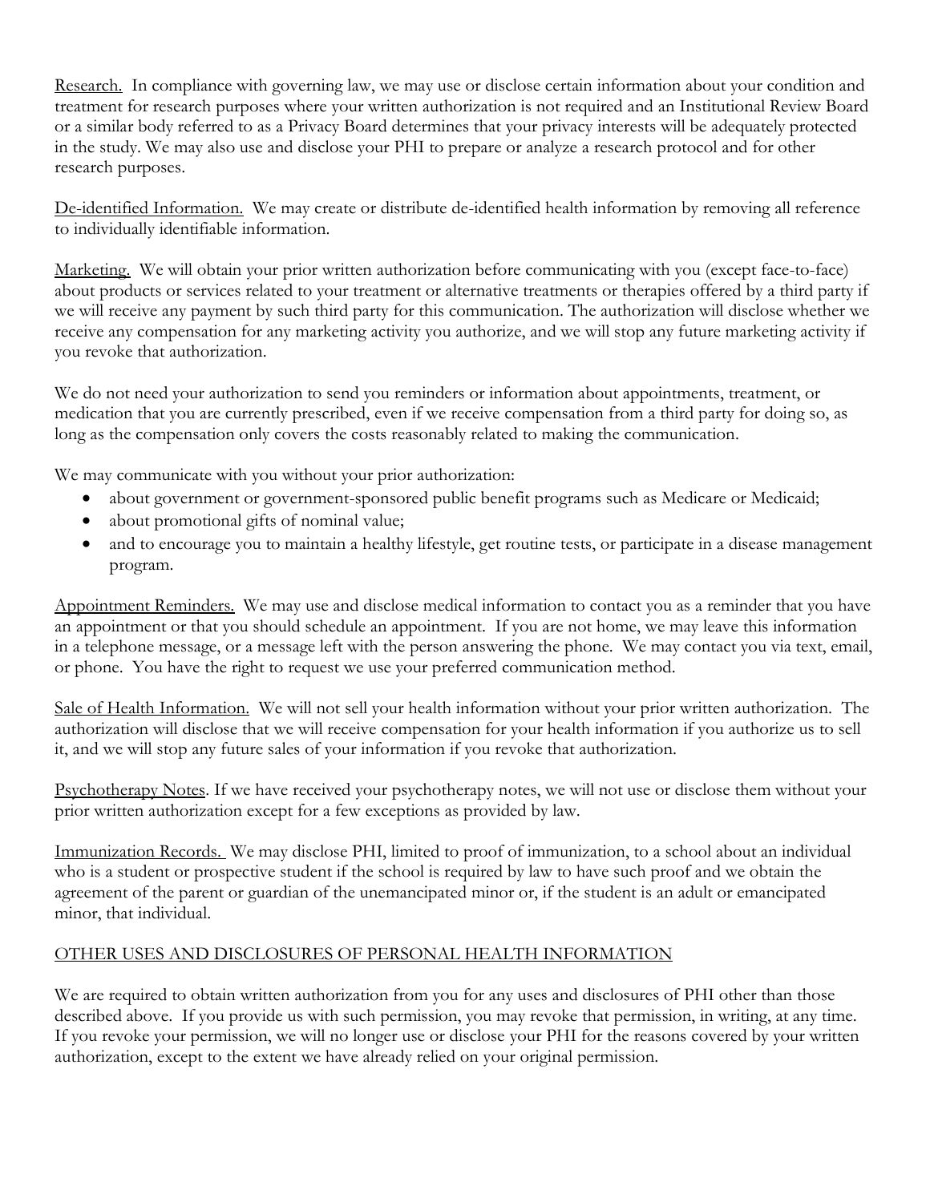Research. In compliance with governing law, we may use or disclose certain information about your condition and treatment for research purposes where your written authorization is not required and an Institutional Review Board or a similar body referred to as a Privacy Board determines that your privacy interests will be adequately protected in the study. We may also use and disclose your PHI to prepare or analyze a research protocol and for other research purposes.

De-identified Information. We may create or distribute de-identified health information by removing all reference to individually identifiable information.

Marketing. We will obtain your prior written authorization before communicating with you (except face-to-face) about products or services related to your treatment or alternative treatments or therapies offered by a third party if we will receive any payment by such third party for this communication. The authorization will disclose whether we receive any compensation for any marketing activity you authorize, and we will stop any future marketing activity if you revoke that authorization.

We do not need your authorization to send you reminders or information about appointments, treatment, or medication that you are currently prescribed, even if we receive compensation from a third party for doing so, as long as the compensation only covers the costs reasonably related to making the communication.

We may communicate with you without your prior authorization:

- about government or government-sponsored public benefit programs such as Medicare or Medicaid;
- about promotional gifts of nominal value;
- and to encourage you to maintain a healthy lifestyle, get routine tests, or participate in a disease management program.

Appointment Reminders. We may use and disclose medical information to contact you as a reminder that you have an appointment or that you should schedule an appointment. If you are not home, we may leave this information in a telephone message, or a message left with the person answering the phone. We may contact you via text, email, or phone. You have the right to request we use your preferred communication method.

Sale of Health Information. We will not sell your health information without your prior written authorization. The authorization will disclose that we will receive compensation for your health information if you authorize us to sell it, and we will stop any future sales of your information if you revoke that authorization.

Psychotherapy Notes. If we have received your psychotherapy notes, we will not use or disclose them without your prior written authorization except for a few exceptions as provided by law.

Immunization Records. We may disclose PHI, limited to proof of immunization, to a school about an individual who is a student or prospective student if the school is required by law to have such proof and we obtain the agreement of the parent or guardian of the unemancipated minor or, if the student is an adult or emancipated minor, that individual.

## OTHER USES AND DISCLOSURES OF PERSONAL HEALTH INFORMATION

We are required to obtain written authorization from you for any uses and disclosures of PHI other than those described above. If you provide us with such permission, you may revoke that permission, in writing, at any time. If you revoke your permission, we will no longer use or disclose your PHI for the reasons covered by your written authorization, except to the extent we have already relied on your original permission.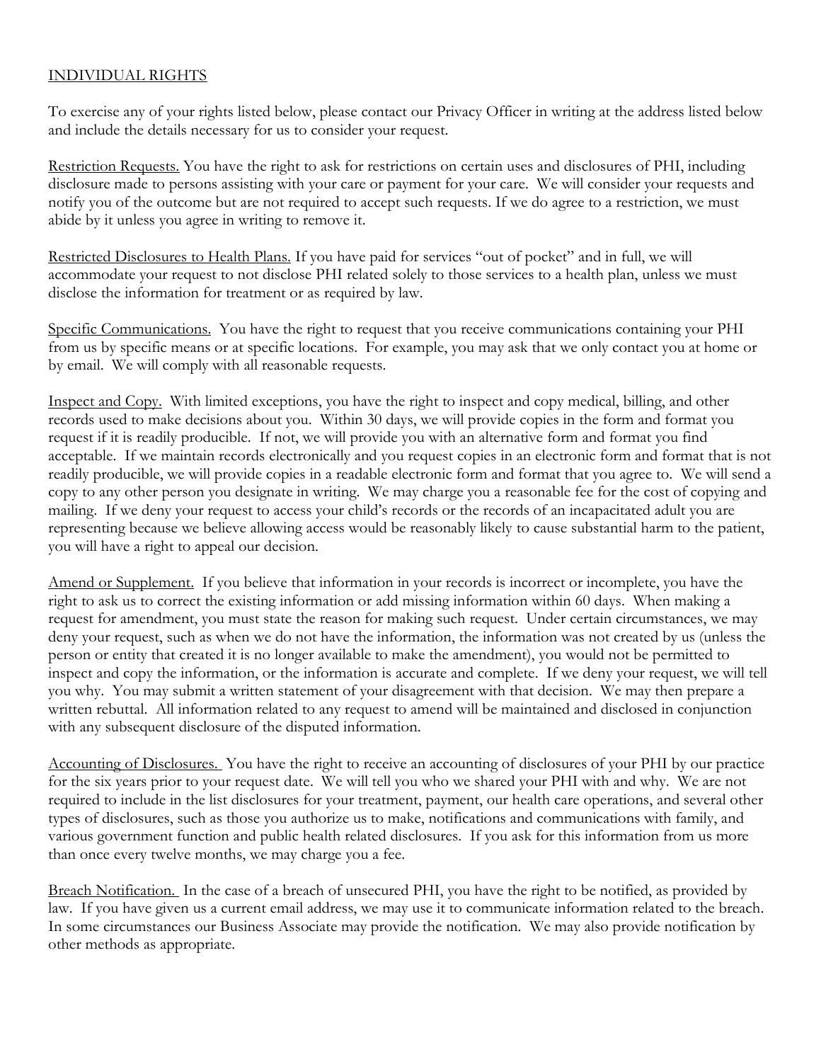## INDIVIDUAL RIGHTS

To exercise any of your rights listed below, please contact our Privacy Officer in writing at the address listed below and include the details necessary for us to consider your request.

Restriction Requests. You have the right to ask for restrictions on certain uses and disclosures of PHI, including disclosure made to persons assisting with your care or payment for your care. We will consider your requests and notify you of the outcome but are not required to accept such requests. If we do agree to a restriction, we must abide by it unless you agree in writing to remove it.

Restricted Disclosures to Health Plans. If you have paid for services "out of pocket" and in full, we will accommodate your request to not disclose PHI related solely to those services to a health plan, unless we must disclose the information for treatment or as required by law.

Specific Communications. You have the right to request that you receive communications containing your PHI from us by specific means or at specific locations. For example, you may ask that we only contact you at home or by email. We will comply with all reasonable requests.

Inspect and Copy. With limited exceptions, you have the right to inspect and copy medical, billing, and other records used to make decisions about you. Within 30 days, we will provide copies in the form and format you request if it is readily producible. If not, we will provide you with an alternative form and format you find acceptable. If we maintain records electronically and you request copies in an electronic form and format that is not readily producible, we will provide copies in a readable electronic form and format that you agree to. We will send a copy to any other person you designate in writing. We may charge you a reasonable fee for the cost of copying and mailing. If we deny your request to access your child's records or the records of an incapacitated adult you are representing because we believe allowing access would be reasonably likely to cause substantial harm to the patient, you will have a right to appeal our decision.

Amend or Supplement. If you believe that information in your records is incorrect or incomplete, you have the right to ask us to correct the existing information or add missing information within 60 days. When making a request for amendment, you must state the reason for making such request. Under certain circumstances, we may deny your request, such as when we do not have the information, the information was not created by us (unless the person or entity that created it is no longer available to make the amendment), you would not be permitted to inspect and copy the information, or the information is accurate and complete. If we deny your request, we will tell you why. You may submit a written statement of your disagreement with that decision. We may then prepare a written rebuttal. All information related to any request to amend will be maintained and disclosed in conjunction with any subsequent disclosure of the disputed information.

Accounting of Disclosures. You have the right to receive an accounting of disclosures of your PHI by our practice for the six years prior to your request date. We will tell you who we shared your PHI with and why. We are not required to include in the list disclosures for your treatment, payment, our health care operations, and several other types of disclosures, such as those you authorize us to make, notifications and communications with family, and various government function and public health related disclosures. If you ask for this information from us more than once every twelve months, we may charge you a fee.

Breach Notification. In the case of a breach of unsecured PHI, you have the right to be notified, as provided by law. If you have given us a current email address, we may use it to communicate information related to the breach. In some circumstances our Business Associate may provide the notification. We may also provide notification by other methods as appropriate.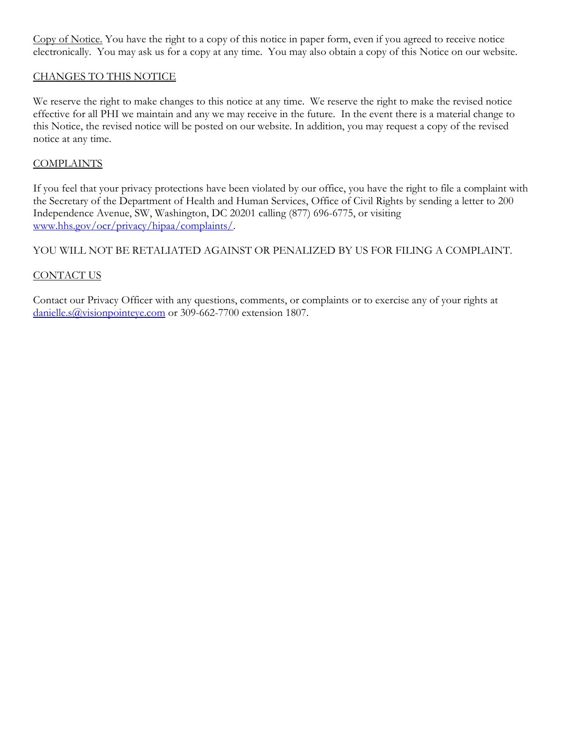Copy of Notice. You have the right to a copy of this notice in paper form, even if you agreed to receive notice electronically. You may ask us for a copy at any time. You may also obtain a copy of this Notice on our website.

## CHANGES TO THIS NOTICE

We reserve the right to make changes to this notice at any time. We reserve the right to make the revised notice effective for all PHI we maintain and any we may receive in the future. In the event there is a material change to this Notice, the revised notice will be posted on our website. In addition, you may request a copy of the revised notice at any time.

## COMPLAINTS

If you feel that your privacy protections have been violated by our office, you have the right to file a complaint with the Secretary of the Department of Health and Human Services, Office of Civil Rights by sending a letter to 200 Independence Avenue, SW, Washington, DC 20201 calling (877) 696-6775, or visiting www.hhs.gov/ocr/privacy/hipaa/complaints/.

YOU WILL NOT BE RETALIATED AGAINST OR PENALIZED BY US FOR FILING A COMPLAINT.

## CONTACT US

Contact our Privacy Officer with any questions, comments, or complaints or to exercise any of your rights at danielle.s@visionpointeye.com or 309-662-7700 extension 1807.